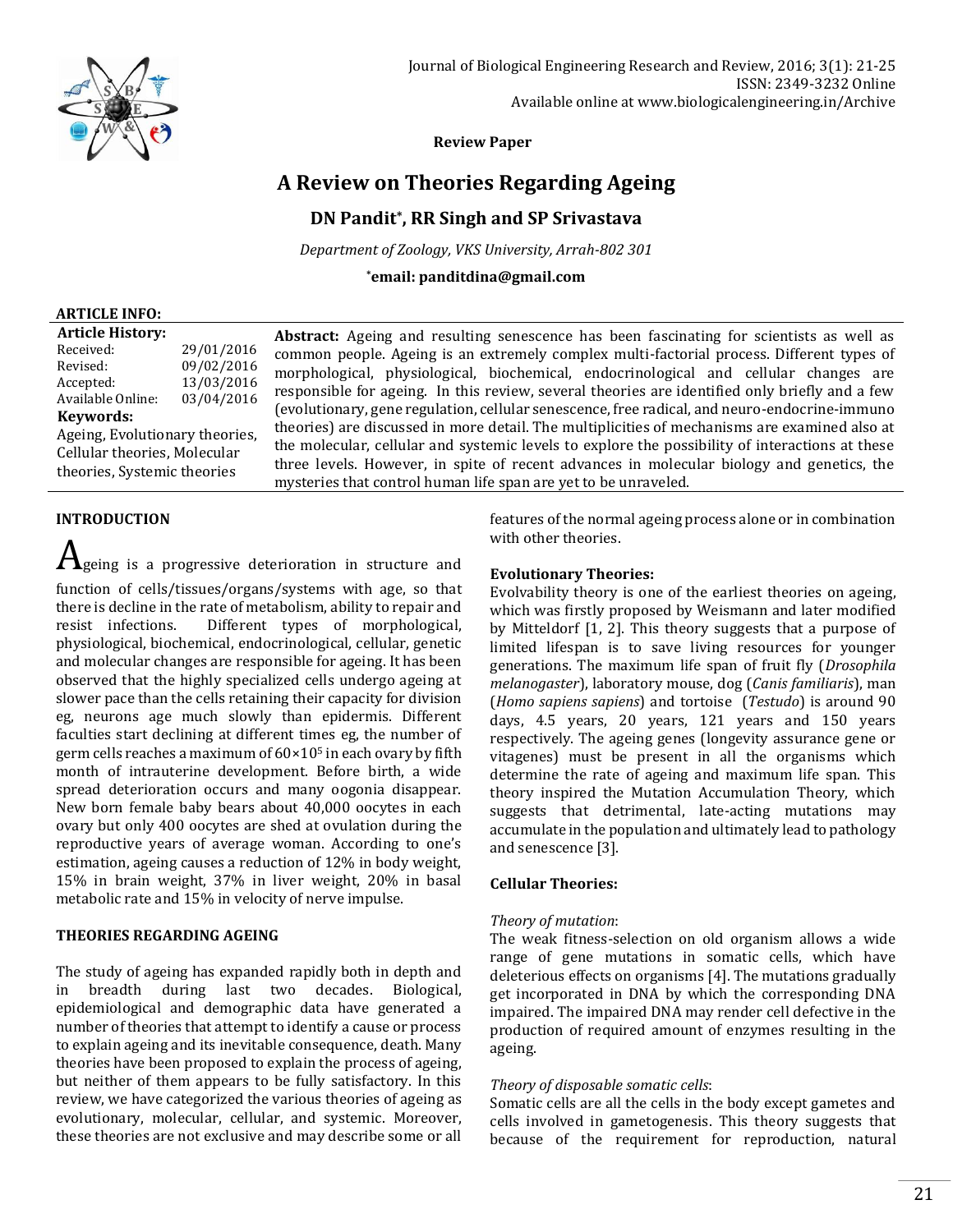Review Paper

# A Review on Theories Regarding Ageing

**DN Pandit*, RR Singh and SP Srivastava**

*Department of Zoology, VKS University, Arrah-802 301*

***email: panditdina@gmail.com**

**ARTICLE INFO:**

**Article History:**

| | |
|---|---|
| Received: | 29/01/2016 |
| Revised: | 09/02/2016 |
| Accepted: | 13/03/2016 |
| Available Online: | 03/04/2016 |

**Keywords:**
Ageing, Evolutionary theories, Cellular theories, Molecular theories, Systemic theories

**Abstract:** Ageing and resulting senescence has been fascinating for scientists as well as common people. Ageing is an extremely complex multi-factorial process. Different types of morphological, physiological, biochemical, endocrinological and cellular changes are responsible for ageing. In this review, several theories are identified only briefly and a few (evolutionary, gene regulation, cellular senescence, free radical, and neuro-endocrine-immuno theories) are discussed in more detail. The multiplicities of mechanisms are examined also at the molecular, cellular and systemic levels to explore the possibility of interactions at these three levels. However, in spite of recent advances in molecular biology and genetics, the mysteries that control human life span are yet to be unraveled.

## INTRODUCTION

Ageing is a progressive deterioration in structure and function of cells/tissues/organs/systems with age, so that there is decline in the rate of metabolism, ability to repair and resist infections. Different types of morphological, physiological, biochemical, endocrinological, cellular, genetic and molecular changes are responsible for ageing. It has been observed that the highly specialized cells undergo ageing at slower pace than the cells retaining their capacity for division eg, neurons age much slowly than epidermis. Different faculties start declining at different times eg, the number of germ cells reaches a maximum of $60 \times 10^5$ in each ovary by fifth month of intrauterine development. Before birth, a wide spread deterioration occurs and many oogonia disappear. New born female baby bears about 40,000 oocytes in each ovary but only 400 oocytes are shed at ovulation during the reproductive years of average woman. According to one's estimation, ageing causes a reduction of 12% in body weight, 15% in brain weight, 37% in liver weight, 20% in basal metabolic rate and 15% in velocity of nerve impulse.

## THEORIES REGARDING AGEING

The study of ageing has expanded rapidly both in depth and in breadth during last two decades. Biological, epidemiological and demographic data have generated a number of theories that attempt to identify a cause or process to explain ageing and its inevitable consequence, death. Many theories have been proposed to explain the process of ageing, but neither of them appears to be fully satisfactory. In this review, we have categorized the various theories of ageing as evolutionary, molecular, cellular, and systemic. Moreover, these theories are not exclusive and may describe some or all features of the normal ageing process alone or in combination with other theories.

### Evolutionary Theories:

Evolvability theory is one of the earliest theories on ageing, which was firstly proposed by Weismann and later modified by Mitteldorf [1, 2]. This theory suggests that a purpose of limited lifespan is to save living resources for younger generations. The maximum life span of fruit fly (*Drosophila melanogaster*), laboratory mouse, dog (*Canis familiaris*), man (*Homo sapiens sapiens*) and tortoise (*Testudo*) is around 90 days, 4.5 years, 20 years, 121 years and 150 years respectively. The ageing genes (longevity assurance gene or vitagenes) must be present in all the organisms which determine the rate of ageing and maximum life span. This theory inspired the Mutation Accumulation Theory, which suggests that detrimental, late-acting mutations may accumulate in the population and ultimately lead to pathology and senescence [3].

### Cellular Theories:

*Theory of mutation*:

The weak fitness-selection on old organism allows a wide range of gene mutations in somatic cells, which have deleterious effects on organisms [4]. The mutations gradually get incorporated in DNA by which the corresponding DNA impaired. The impaired DNA may render cell defective in the production of required amount of enzymes resulting in the ageing.

*Theory of disposable somatic cells*:

Somatic cells are all the cells in the body except gametes and cells involved in gametogenesis. This theory suggests that because of the requirement for reproduction, natural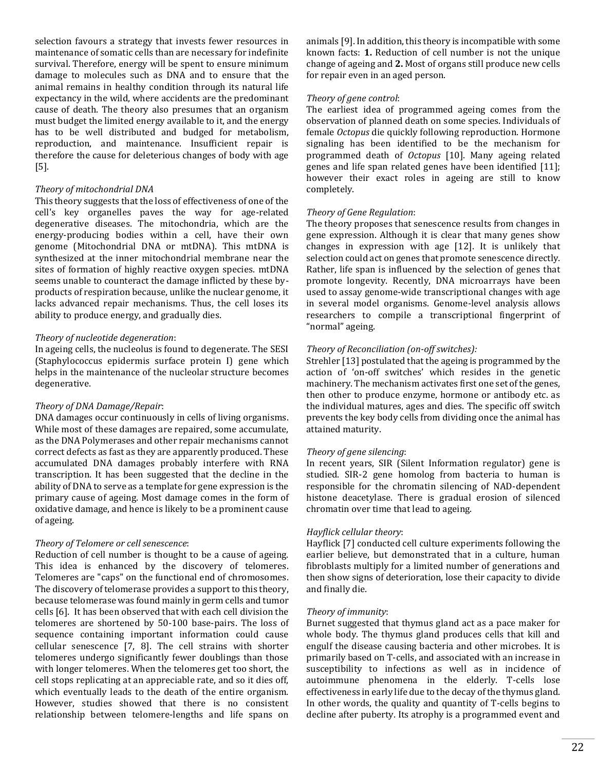selection favours a strategy that invests fewer resources in maintenance of somatic cells than are necessary for indefinite survival. Therefore, energy will be spent to ensure minimum damage to molecules such as DNA and to ensure that the animal remains in healthy condition through its natural life expectancy in the wild, where accidents are the predominant cause of death. The theory also presumes that an organism must budget the limited energy available to it, and the energy has to be well distributed and budged for metabolism, reproduction, and maintenance. Insufficient repair is therefore the cause for deleterious changes of body with age [5].

*Theory of mitochondrial DNA*

This theory suggests that the loss of effectiveness of one of the cell's key organelles paves the way for age-related degenerative diseases. The mitochondria, which are the energy-producing bodies within a cell, have their own genome (Mitochondrial DNA or mtDNA). This mtDNA is synthesized at the inner mitochondrial membrane near the sites of formation of highly reactive oxygen species. mtDNA seems unable to counteract the damage inflicted by these by-products of respiration because, unlike the nuclear genome, it lacks advanced repair mechanisms. Thus, the cell loses its ability to produce energy, and gradually dies.

*Theory of nucleotide degeneration*:

In ageing cells, the nucleolus is found to degenerate. The SESI (Staphylococcus epidermis surface protein I) gene which helps in the maintenance of the nucleolar structure becomes degenerative.

*Theory of DNA Damage/Repair*:

DNA damages occur continuously in cells of living organisms. While most of these damages are repaired, some accumulate, as the DNA Polymerases and other repair mechanisms cannot correct defects as fast as they are apparently produced. These accumulated DNA damages probably interfere with RNA transcription. It has been suggested that the decline in the ability of DNA to serve as a template for gene expression is the primary cause of ageing. Most damage comes in the form of oxidative damage, and hence is likely to be a prominent cause of ageing.

*Theory of Telomere or cell senescence*:

Reduction of cell number is thought to be a cause of ageing. This idea is enhanced by the discovery of telomeres. Telomeres are "caps" on the functional end of chromosomes. The discovery of telomerase provides a support to this theory, because telomerase was found mainly in germ cells and tumor cells [6]. It has been observed that with each cell division the telomeres are shortened by 50-100 base-pairs. The loss of sequence containing important information could cause cellular senescence [7, 8]. The cell strains with shorter telomeres undergo significantly fewer doublings than those with longer telomeres. When the telomeres get too short, the cell stops replicating at an appreciable rate, and so it dies off, which eventually leads to the death of the entire organism. However, studies showed that there is no consistent relationship between telomere-lengths and life spans on animals [9]. In addition, this theory is incompatible with some known facts: **1.** Reduction of cell number is not the unique change of ageing and **2.** Most of organs still produce new cells for repair even in an aged person.

*Theory of gene control*:

The earliest idea of programmed ageing comes from the observation of planned death on some species. Individuals of female *Octopus* die quickly following reproduction. Hormone signaling has been identified to be the mechanism for programmed death of *Octopus* [10]. Many ageing related genes and life span related genes have been identified [11]; however their exact roles in ageing are still to know completely.

*Theory of Gene Regulation*:

The theory proposes that senescence results from changes in gene expression. Although it is clear that many genes show changes in expression with age [12]. It is unlikely that selection could act on genes that promote senescence directly. Rather, life span is influenced by the selection of genes that promote longevity. Recently, DNA microarrays have been used to assay genome-wide transcriptional changes with age in several model organisms. Genome-level analysis allows researchers to compile a transcriptional fingerprint of "normal" ageing.

*Theory of Reconciliation (on-off switches):*

Strehler [13] postulated that the ageing is programmed by the action of 'on-off switches' which resides in the genetic machinery. The mechanism activates first one set of the genes, then other to produce enzyme, hormone or antibody etc. as the individual matures, ages and dies. The specific off switch prevents the key body cells from dividing once the animal has attained maturity.

*Theory of gene silencing*:

In recent years, SIR (Silent Information regulator) gene is studied. SIR-2 gene homolog from bacteria to human is responsible for the chromatin silencing of NAD-dependent histone deacetylase. There is gradual erosion of silenced chromatin over time that lead to ageing.

*Hayflick cellular theory*:

Hayflick [7] conducted cell culture experiments following the earlier believe, but demonstrated that in a culture, human fibroblasts multiply for a limited number of generations and then show signs of deterioration, lose their capacity to divide and finally die.

*Theory of immunity*:

Burnet suggested that thymus gland act as a pace maker for whole body. The thymus gland produces cells that kill and engulf the disease causing bacteria and other microbes. It is primarily based on T-cells, and associated with an increase in susceptibility to infections as well as in incidence of autoimmune phenomena in the elderly. T-cells lose effectiveness in early life due to the decay of the thymus gland. In other words, the quality and quantity of T-cells begins to decline after puberty. Its atrophy is a programmed event and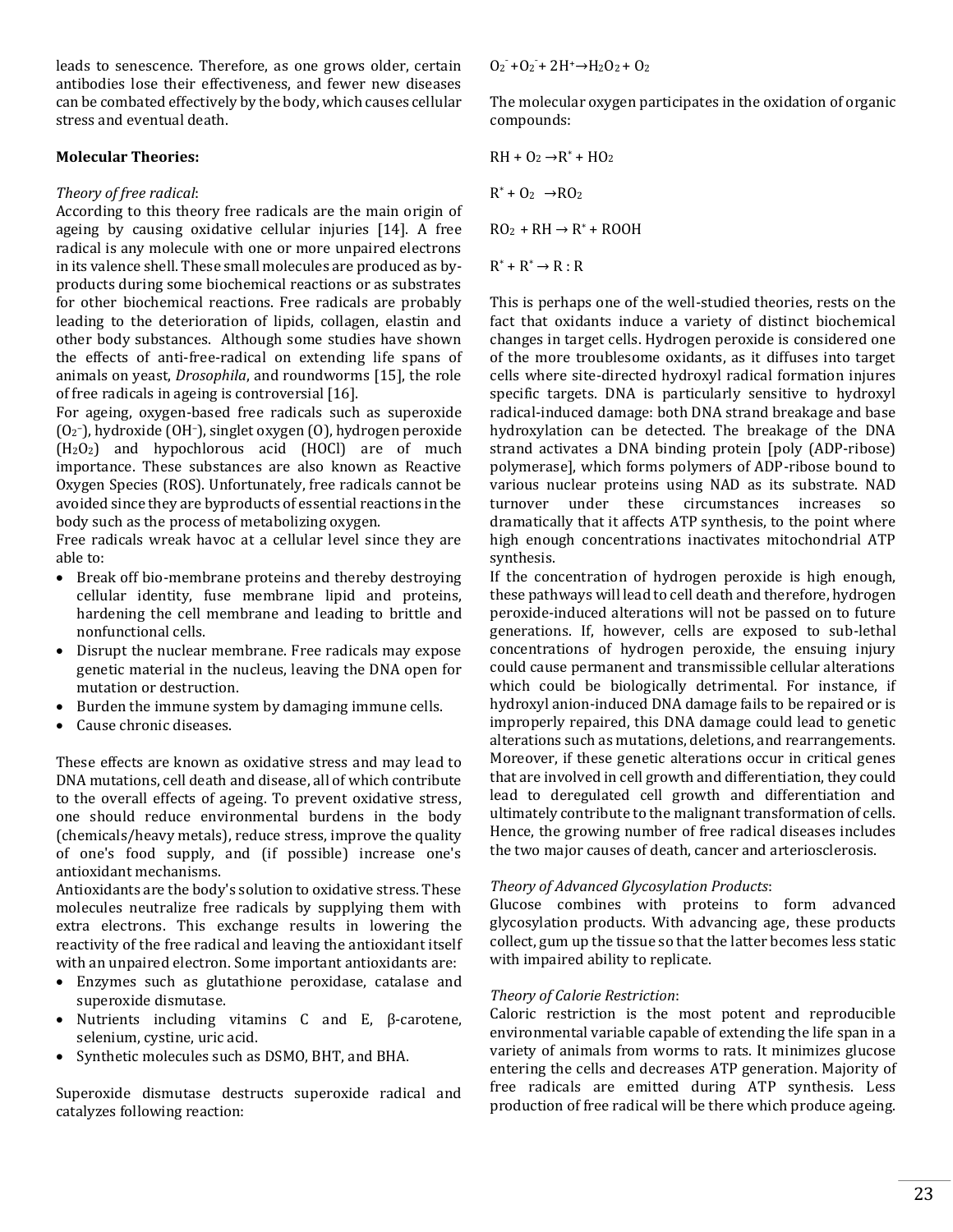leads to senescence. Therefore, as one grows older, certain antibodies lose their effectiveness, and fewer new diseases can be combated effectively by the body, which causes cellular stress and eventual death.

**Molecular Theories:**

*Theory of free radical*:

According to this theory free radicals are the main origin of ageing by causing oxidative cellular injuries [14]. A free radical is any molecule with one or more unpaired electrons in its valence shell. These small molecules are produced as by-products during some biochemical reactions or as substrates for other biochemical reactions. Free radicals are probably leading to the deterioration of lipids, collagen, elastin and other body substances. Although some studies have shown the effects of anti-free-radical on extending life spans of animals on yeast, *Drosophila*, and roundworms [15], the role of free radicals in ageing is controversial [16].

For ageing, oxygen-based free radicals such as superoxide ($O_2^-$), hydroxide ($OH^-$), singlet oxygen (O), hydrogen peroxide ($H_2O_2$) and hypochlorous acid (HOCl) are of much importance. These substances are also known as Reactive Oxygen Species (ROS). Unfortunately, free radicals cannot be avoided since they are byproducts of essential reactions in the body such as the process of metabolizing oxygen.

Free radicals wreak havoc at a cellular level since they are able to:

- Break off bio-membrane proteins and thereby destroying cellular identity, fuse membrane lipid and proteins, hardening the cell membrane and leading to brittle and nonfunctional cells.
- Disrupt the nuclear membrane. Free radicals may expose genetic material in the nucleus, leaving the DNA open for mutation or destruction.
- Burden the immune system by damaging immune cells.
- Cause chronic diseases.

These effects are known as oxidative stress and may lead to DNA mutations, cell death and disease, all of which contribute to the overall effects of ageing. To prevent oxidative stress, one should reduce environmental burdens in the body (chemicals/heavy metals), reduce stress, improve the quality of one's food supply, and (if possible) increase one's antioxidant mechanisms.

Antioxidants are the body's solution to oxidative stress. These molecules neutralize free radicals by supplying them with extra electrons. This exchange results in lowering the reactivity of the free radical and leaving the antioxidant itself with an unpaired electron. Some important antioxidants are:

- Enzymes such as glutathione peroxidase, catalase and superoxide dismutase.
- Nutrients including vitamins C and E, β-carotene, selenium, cystine, uric acid.
- Synthetic molecules such as DSMO, BHT, and BHA.

Superoxide dismutase destructs superoxide radical and catalyzes following reaction:

$$O_2^- + O_2^- + 2H^+ \rightarrow H_2O_2 + O_2$$

The molecular oxygen participates in the oxidation of organic compounds:

$$RH + O_2 \rightarrow R^* + HO_2$$

$$R^* + O_2 \rightarrow RO_2$$

$$RO_2 + RH \rightarrow R^* + ROOH$$

$$R^* + R^* \rightarrow R : R$$

This is perhaps one of the well-studied theories, rests on the fact that oxidants induce a variety of distinct biochemical changes in target cells. Hydrogen peroxide is considered one of the more troublesome oxidants, as it diffuses into target cells where site-directed hydroxyl radical formation injures specific targets. DNA is particularly sensitive to hydroxyl radical-induced damage: both DNA strand breakage and base hydroxylation can be detected. The breakage of the DNA strand activates a DNA binding protein [poly (ADP-ribose) polymerase], which forms polymers of ADP-ribose bound to various nuclear proteins using NAD as its substrate. NAD turnover under these circumstances increases so dramatically that it affects ATP synthesis, to the point where high enough concentrations inactivates mitochondrial ATP synthesis.

If the concentration of hydrogen peroxide is high enough, these pathways will lead to cell death and therefore, hydrogen peroxide-induced alterations will not be passed on to future generations. If, however, cells are exposed to sub-lethal concentrations of hydrogen peroxide, the ensuing injury could cause permanent and transmissible cellular alterations which could be biologically detrimental. For instance, if hydroxyl anion-induced DNA damage fails to be repaired or is improperly repaired, this DNA damage could lead to genetic alterations such as mutations, deletions, and rearrangements. Moreover, if these genetic alterations occur in critical genes that are involved in cell growth and differentiation, they could lead to deregulated cell growth and differentiation and ultimately contribute to the malignant transformation of cells. Hence, the growing number of free radical diseases includes the two major causes of death, cancer and arteriosclerosis.

*Theory of Advanced Glycosylation Products*:

Glucose combines with proteins to form advanced glycosylation products. With advancing age, these products collect, gum up the tissue so that the latter becomes less static with impaired ability to replicate.

*Theory of Calorie Restriction*:

Caloric restriction is the most potent and reproducible environmental variable capable of extending the life span in a variety of animals from worms to rats. It minimizes glucose entering the cells and decreases ATP generation. Majority of free radicals are emitted during ATP synthesis. Less production of free radical will be there which produce ageing.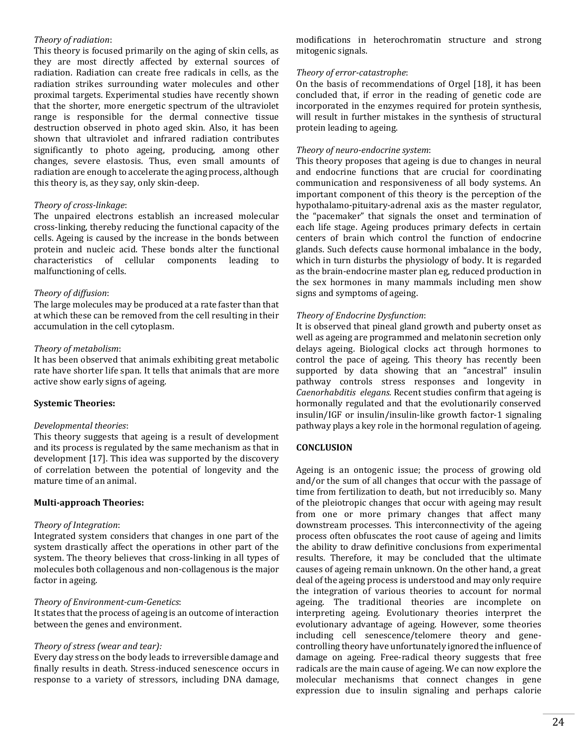*Theory of radiation*:
This theory is focused primarily on the aging of skin cells, as they are most directly affected by external sources of radiation. Radiation can create free radicals in cells, as the radiation strikes surrounding water molecules and other proximal targets. Experimental studies have recently shown that the shorter, more energetic spectrum of the ultraviolet range is responsible for the dermal connective tissue destruction observed in photo aged skin. Also, it has been shown that ultraviolet and infrared radiation contributes significantly to photo ageing, producing, among other changes, severe elastosis. Thus, even small amounts of radiation are enough to accelerate the aging process, although this theory is, as they say, only skin-deep.

*Theory of cross-linkage*:
The unpaired electrons establish an increased molecular cross-linking, thereby reducing the functional capacity of the cells. Ageing is caused by the increase in the bonds between protein and nucleic acid. These bonds alter the functional characteristics of cellular components leading to malfunctioning of cells.

*Theory of diffusion*:
The large molecules may be produced at a rate faster than that at which these can be removed from the cell resulting in their accumulation in the cell cytoplasm.

*Theory of metabolism*:
It has been observed that animals exhibiting great metabolic rate have shorter life span. It tells that animals that are more active show early signs of ageing.

**Systemic Theories:**

*Developmental theories*:
This theory suggests that ageing is a result of development and its process is regulated by the same mechanism as that in development [17]. This idea was supported by the discovery of correlation between the potential of longevity and the mature time of an animal.

**Multi-approach Theories:**

*Theory of Integration*:
Integrated system considers that changes in one part of the system drastically affect the operations in other part of the system. The theory believes that cross-linking in all types of molecules both collagenous and non-collagenous is the major factor in ageing.

*Theory of Environment-cum-Genetics*:
It states that the process of ageing is an outcome of interaction between the genes and environment.

*Theory of stress (wear and tear):*
Every day stress on the body leads to irreversible damage and finally results in death. Stress-induced senescence occurs in response to a variety of stressors, including DNA damage, modifications in heterochromatin structure and strong mitogenic signals.

*Theory of error-catastrophe*:
On the basis of recommendations of Orgel [18], it has been concluded that, if error in the reading of genetic code are incorporated in the enzymes required for protein synthesis, will result in further mistakes in the synthesis of structural protein leading to ageing.

*Theory of neuro-endocrine system*:
This theory proposes that ageing is due to changes in neural and endocrine functions that are crucial for coordinating communication and responsiveness of all body systems. An important component of this theory is the perception of the hypothalamo-pituitary-adrenal axis as the master regulator, the "pacemaker" that signals the onset and termination of each life stage. Ageing produces primary defects in certain centers of brain which control the function of endocrine glands. Such defects cause hormonal imbalance in the body, which in turn disturbs the physiology of body. It is regarded as the brain-endocrine master plan eg, reduced production in the sex hormones in many mammals including men show signs and symptoms of ageing.

*Theory of Endocrine Dysfunction*:
It is observed that pineal gland growth and puberty onset as well as ageing are programmed and melatonin secretion only delays ageing. Biological clocks act through hormones to control the pace of ageing. This theory has recently been supported by data showing that an "ancestral" insulin pathway controls stress responses and longevity in *Caenorhabditis elegans.* Recent studies confirm that ageing is hormonally regulated and that the evolutionarily conserved insulin/IGF or insulin/insulin-like growth factor-1 signaling pathway plays a key role in the hormonal regulation of ageing.

**CONCLUSION**

Ageing is an ontogenic issue; the process of growing old and/or the sum of all changes that occur with the passage of time from fertilization to death, but not irreducibly so. Many of the pleiotropic changes that occur with ageing may result from one or more primary changes that affect many downstream processes. This interconnectivity of the ageing process often obfuscates the root cause of ageing and limits the ability to draw definitive conclusions from experimental results. Therefore, it may be concluded that the ultimate causes of ageing remain unknown. On the other hand, a great deal of the ageing process is understood and may only require the integration of various theories to account for normal ageing. The traditional theories are incomplete on interpreting ageing. Evolutionary theories interpret the evolutionary advantage of ageing. However, some theories including cell senescence/telomere theory and gene-controlling theory have unfortunately ignored the influence of damage on ageing. Free-radical theory suggests that free radicals are the main cause of ageing. We can now explore the molecular mechanisms that connect changes in gene expression due to insulin signaling and perhaps calorie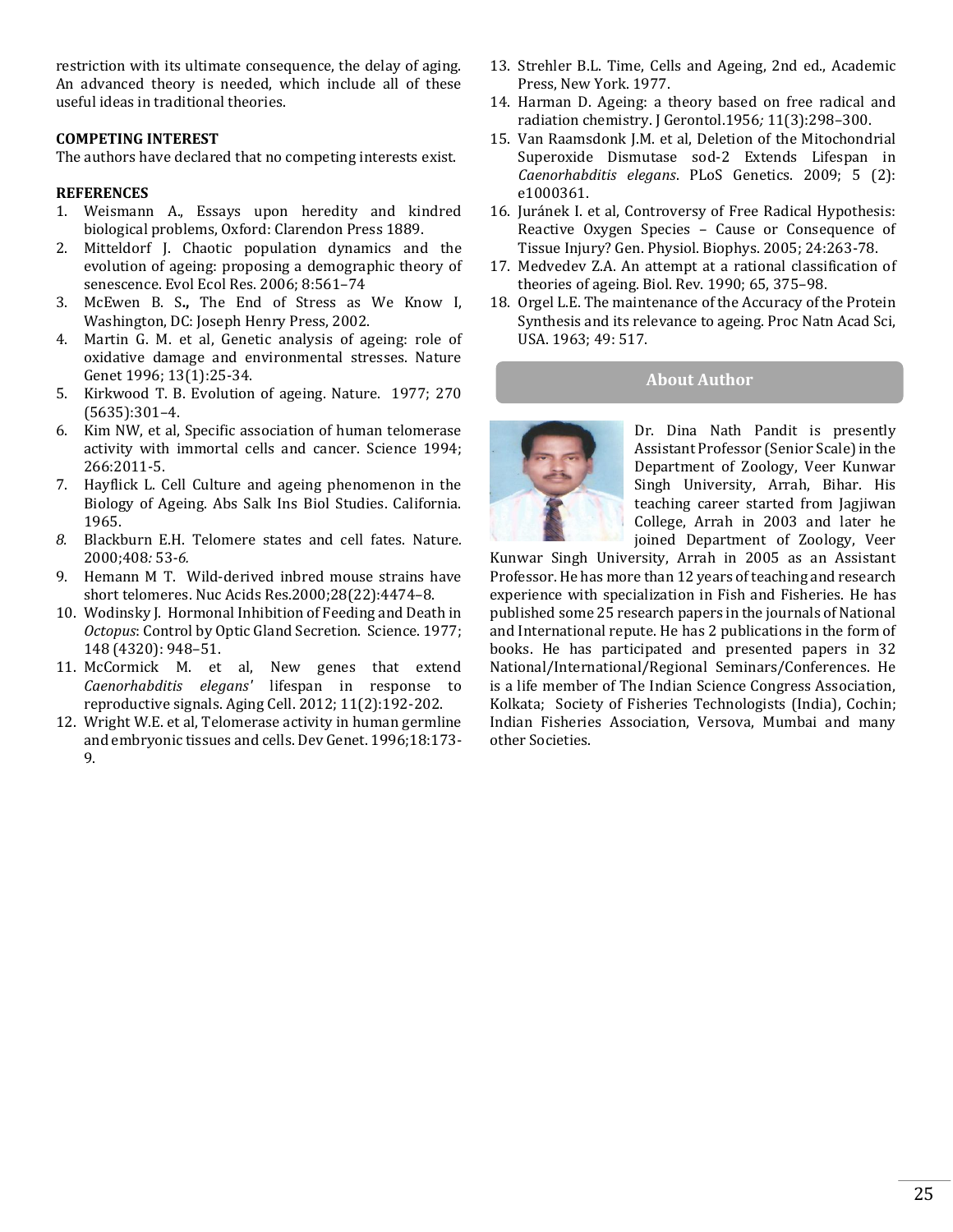restriction with its ultimate consequence, the delay of aging. An advanced theory is needed, which include all of these useful ideas in traditional theories.

## COMPETING INTEREST

The authors have declared that no competing interests exist.

## REFERENCES

1. Weismann A., Essays upon heredity and kindred biological problems, Oxford: Clarendon Press 1889.
2. Mitteldorf J. Chaotic population dynamics and the evolution of ageing: proposing a demographic theory of senescence. Evol Ecol Res. 2006; 8:561–74
3. McEwen B. S**.,** The End of Stress as We Know I, Washington, DC: Joseph Henry Press, 2002.
4. Martin G. M. et al, Genetic analysis of ageing: role of oxidative damage and environmental stresses. Nature Genet 1996; 13(1):25-34.
5. Kirkwood T. B. Evolution of ageing. Nature. 1977; 270 (5635):301–4.
6. Kim NW, et al, Specific association of human telomerase activity with immortal cells and cancer. Science 1994; 266:2011-5.
7. Hayflick L. Cell Culture and ageing phenomenon in the Biology of Ageing. Abs Salk Ins Biol Studies. California. 1965.
8. Blackburn E.H. Telomere states and cell fates. Nature. 2000;408*: 53-6.*
9. Hemann M T. Wild-derived inbred mouse strains have short telomeres. Nuc Acids Res.2000;28(22):4474–8.
10. Wodinsky J. Hormonal Inhibition of Feeding and Death in *Octopus*: Control by Optic Gland Secretion. Science. 1977; 148 (4320): 948–51.
11. McCormick M. et al, New genes that extend *Caenorhabditis elegans'* lifespan in response to reproductive signals. Aging Cell. 2012; 11(2):192-202.
12. Wright W.E. et al, Telomerase activity in human germline and embryonic tissues and cells. Dev Genet. 1996;18:173-9.
13. Strehler B.L. Time, Cells and Ageing, 2nd ed., Academic Press, New York. 1977.
14. Harman D. Ageing: a theory based on free radical and radiation chemistry. J Gerontol.1956*;* 11(3):298–300.
15. Van Raamsdonk J.M. et al, Deletion of the Mitochondrial Superoxide Dismutase sod-2 Extends Lifespan in *Caenorhabditis elegans*. PLoS Genetics. 2009; 5 (2): e1000361.
16. Juránek I. et al, Controversy of Free Radical Hypothesis: Reactive Oxygen Species – Cause or Consequence of Tissue Injury? Gen. Physiol. Biophys. 2005; 24:263-78.
17. Medvedev Z.A. An attempt at a rational classification of theories of ageing. Biol. Rev. 1990; 65, 375–98.
18. Orgel L.E. The maintenance of the Accuracy of the Protein Synthesis and its relevance to ageing. Proc Natn Acad Sci, USA. 1963; 49: 517.

## About Author

Dr. Dina Nath Pandit is presently Assistant Professor (Senior Scale) in the Department of Zoology, Veer Kunwar Singh University, Arrah, Bihar. His teaching career started from Jagjiwan College, Arrah in 2003 and later he joined Department of Zoology, Veer Kunwar Singh University, Arrah in 2005 as an Assistant Professor. He has more than 12 years of teaching and research experience with specialization in Fish and Fisheries. He has published some 25 research papers in the journals of National and International repute. He has 2 publications in the form of books. He has participated and presented papers in 32 National/International/Regional Seminars/Conferences. He is a life member of The Indian Science Congress Association, Kolkata; Society of Fisheries Technologists (India), Cochin; Indian Fisheries Association, Versova, Mumbai and many other Societies.